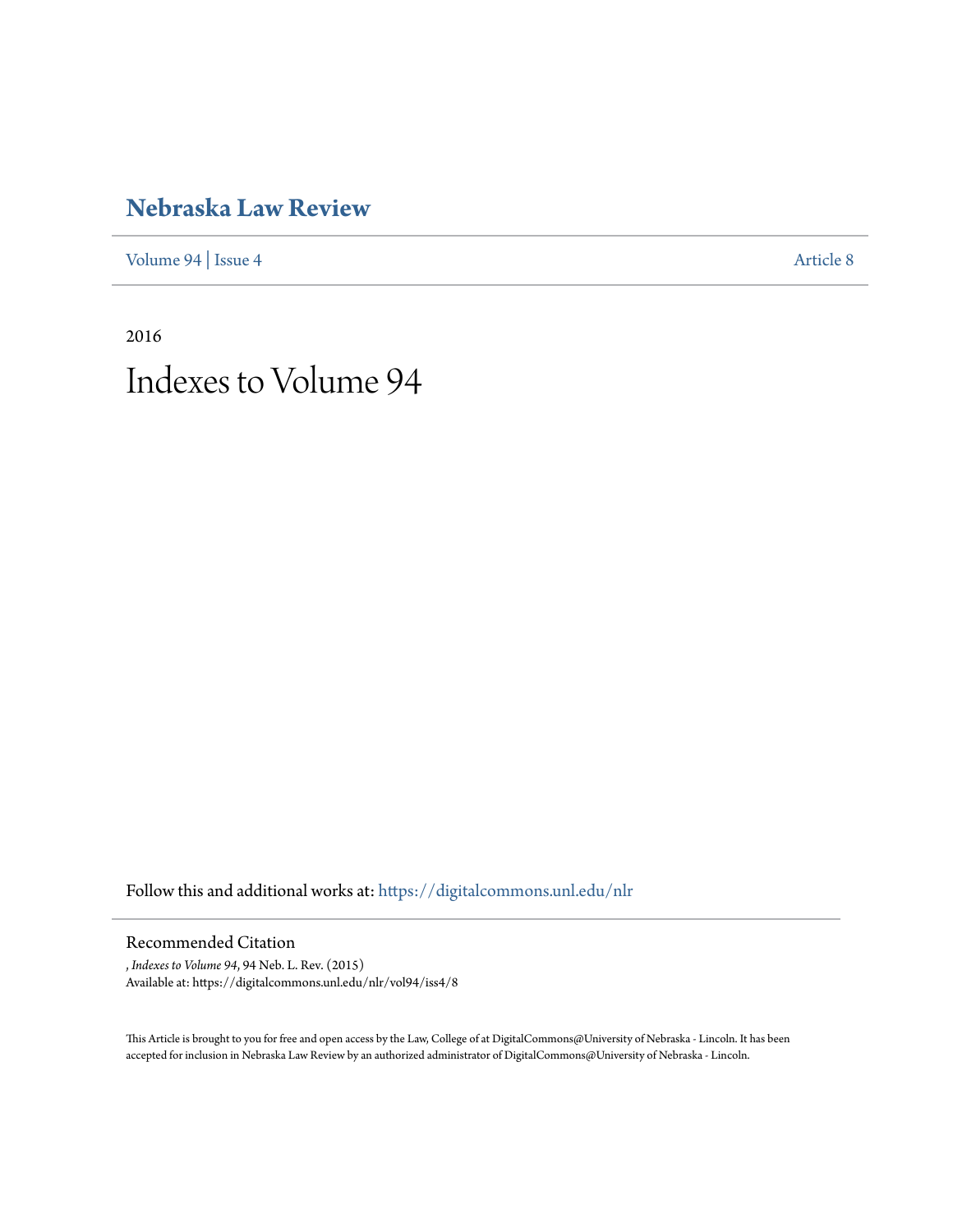# Nebraska Law Review

Volume 94 | Issue 4 Article 8

2016

# Indexes to Volume 94

Follow this and additional works at: https://digitalcommons.unl.edu/nlr

## Recommended Citation

, *Indexes to Volume 94*, 94 Neb. L. Rev. (2015)
Available at: https://digitalcommons.unl.edu/nlr/vol94/iss4/8

This Article is brought to you for free and open access by the Law, College of at DigitalCommons@University of Nebraska - Lincoln. It has been accepted for inclusion in Nebraska Law Review by an authorized administrator of DigitalCommons@University of Nebraska - Lincoln.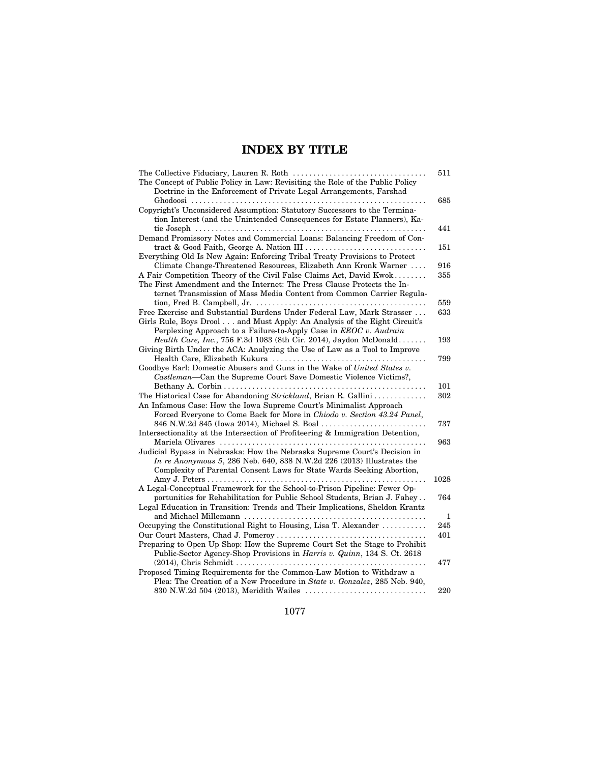# INDEX BY TITLE

The Collective Fiduciary, Lauren R. Roth ... 511

The Concept of Public Policy in Law: Revisiting the Role of the Public Policy Doctrine in the Enforcement of Private Legal Arrangements, Farshad Ghodoosi ... 685

Copyright's Unconsidered Assumption: Statutory Successors to the Termination Interest (and the Unintended Consequences for Estate Planners), Katie Joseph ... 441

Demand Promissory Notes and Commercial Loans: Balancing Freedom of Contract & Good Faith, George A. Nation III ... 151

Everything Old Is New Again: Enforcing Tribal Treaty Provisions to Protect Climate Change-Threatened Resources, Elizabeth Ann Kronk Warner ... 916

A Fair Competition Theory of the Civil False Claims Act, David Kwok ... 355

The First Amendment and the Internet: The Press Clause Protects the Internet Transmission of Mass Media Content from Common Carrier Regulation, Fred B. Campbell, Jr. ... 559

Free Exercise and Substantial Burdens Under Federal Law, Mark Strasser ... 633

Girls Rule, Boys Drool . . . and Must Apply: An Analysis of the Eight Circuit's Perplexing Approach to a Failure-to-Apply Case in *EEOC v. Audrain Health Care, Inc.*, 756 F.3d 1083 (8th Cir. 2014), Jaydon McDonald ... 193

Giving Birth Under the ACA: Analyzing the Use of Law as a Tool to Improve Health Care, Elizabeth Kukura ... 799

Goodbye Earl: Domestic Abusers and Guns in the Wake of *United States v. Castleman*—Can the Supreme Court Save Domestic Violence Victims?, Bethany A. Corbin ... 101

The Historical Case for Abandoning *Strickland*, Brian R. Gallini ... 302

An Infamous Case: How the Iowa Supreme Court's Minimalist Approach Forced Everyone to Come Back for More in *Chiodo v. Section 43.24 Panel*, 846 N.W.2d 845 (Iowa 2014), Michael S. Boal ... 737

Intersectionality at the Intersection of Profiteering & Immigration Detention, Mariela Olivares ... 963

Judicial Bypass in Nebraska: How the Nebraska Supreme Court's Decision in *In re Anonymous 5*, 286 Neb. 640, 838 N.W.2d 226 (2013) Illustrates the Complexity of Parental Consent Laws for State Wards Seeking Abortion, Amy J. Peters ... 1028

A Legal-Conceptual Framework for the School-to-Prison Pipeline: Fewer Opportunities for Rehabilitation for Public School Students, Brian J. Fahey ... 764

Legal Education in Transition: Trends and Their Implications, Sheldon Krantz and Michael Millemann ... 1

Occupying the Constitutional Right to Housing, Lisa T. Alexander ... 245

Our Court Masters, Chad J. Pomeroy ... 401

Preparing to Open Up Shop: How the Supreme Court Set the Stage to Prohibit Public-Sector Agency-Shop Provisions in *Harris v. Quinn*, 134 S. Ct. 2618 (2014), Chris Schmidt ... 477

Proposed Timing Requirements for the Common-Law Motion to Withdraw a Plea: The Creation of a New Procedure in *State v. Gonzalez*, 285 Neb. 940, 830 N.W.2d 504 (2013), Meridith Wailes ... 220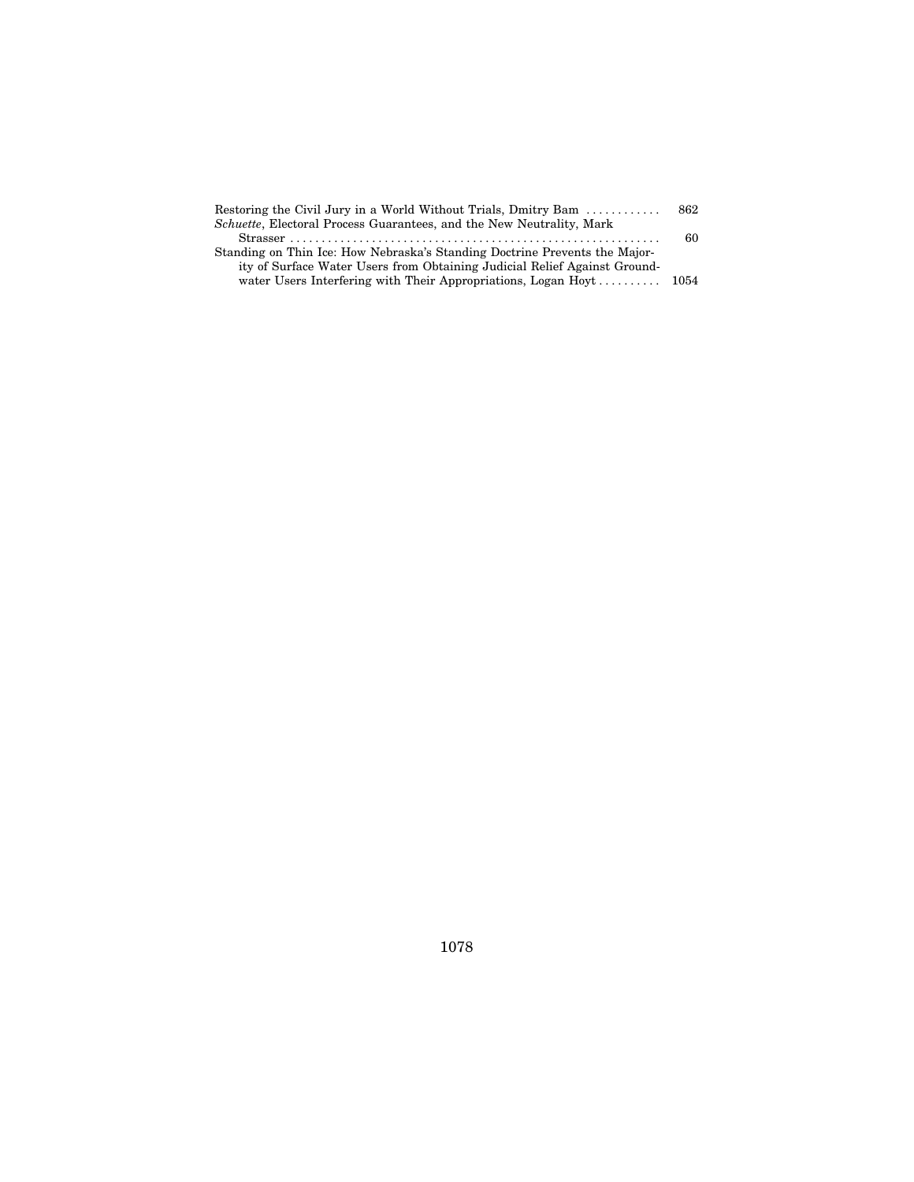Restoring the Civil Jury in a World Without Trials, Dmitry Bam . . . . . . . . . . . . 862

*Schuette*, Electoral Process Guarantees, and the New Neutrality, Mark Strasser . . . . . . . . . . . . . . . . . . . . . . . . . . . . . . . . . . . . . . . . . . . . . . . . . . . . . . . . . . 60

Standing on Thin Ice: How Nebraska's Standing Doctrine Prevents the Majority of Surface Water Users from Obtaining Judicial Relief Against Groundwater Users Interfering with Their Appropriations, Logan Hoyt . . . . . . . . . . 1054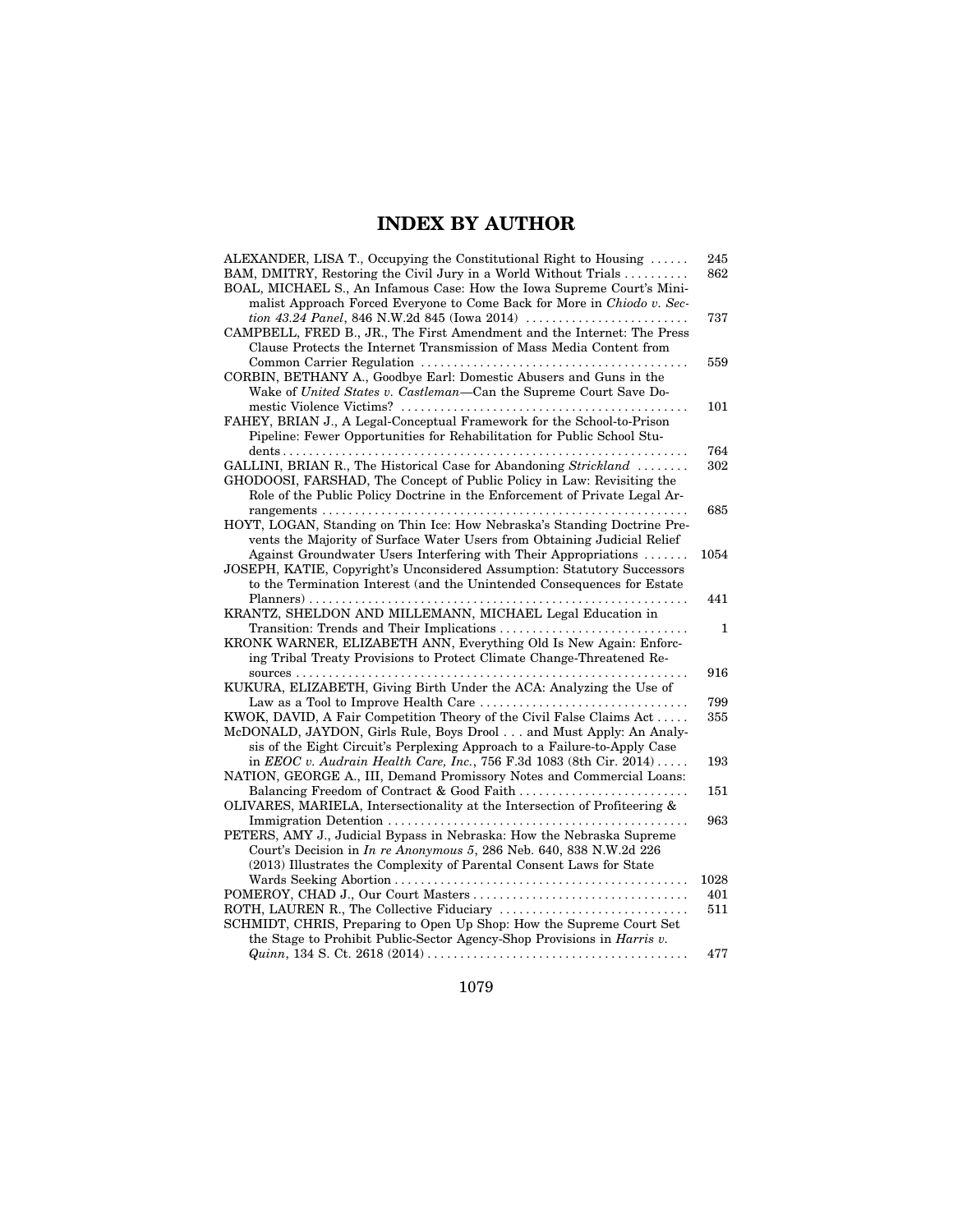# INDEX BY AUTHOR

ALEXANDER, LISA T., Occupying the Constitutional Right to Housing . . . . . . 245

BAM, DMITRY, Restoring the Civil Jury in a World Without Trials . . . . . . . . . . 862

BOAL, MICHAEL S., An Infamous Case: How the Iowa Supreme Court's Minimalist Approach Forced Everyone to Come Back for More in *Chiodo v. Section 43.24 Panel*, 846 N.W.2d 845 (Iowa 2014) . . . . . . . . . . . . . . . . . . . . . . . . 737

CAMPBELL, FRED B., JR., The First Amendment and the Internet: The Press Clause Protects the Internet Transmission of Mass Media Content from Common Carrier Regulation . . . . . . . . . . . . . . . . . . . . . . . . . . . . . . . . . . . . . . . . 559

CORBIN, BETHANY A., Goodbye Earl: Domestic Abusers and Guns in the Wake of *United States v. Castleman*—Can the Supreme Court Save Domestic Violence Victims? . . . . . . . . . . . . . . . . . . . . . . . . . . . . . . . . . . . . . . . . . . . 101

FAHEY, BRIAN J., A Legal-Conceptual Framework for the School-to-Prison Pipeline: Fewer Opportunities for Rehabilitation for Public School Students . . . . . . . . . . . . . . . . . . . . . . . . . . . . . . . . . . . . . . . . . . . . . . . . . . . . . . . . . . . . 764

GALLINI, BRIAN R., The Historical Case for Abandoning *Strickland* . . . . . . . . 302

GHODOOSI, FARSHAD, The Concept of Public Policy in Law: Revisiting the Role of the Public Policy Doctrine in the Enforcement of Private Legal Arrangements . . . . . . . . . . . . . . . . . . . . . . . . . . . . . . . . . . . . . . . . . . . . . . . . . . . . . . . . 685

HOYT, LOGAN, Standing on Thin Ice: How Nebraska's Standing Doctrine Prevents the Majority of Surface Water Users from Obtaining Judicial Relief Against Groundwater Users Interfering with Their Appropriations . . . . . . . 1054

JOSEPH, KATIE, Copyright's Unconsidered Assumption: Statutory Successors to the Termination Interest (and the Unintended Consequences for Estate Planners) . . . . . . . . . . . . . . . . . . . . . . . . . . . . . . . . . . . . . . . . . . . . . . . . . . . . . . . . . 441

KRANTZ, SHELDON AND MILLEMANN, MICHAEL Legal Education in Transition: Trends and Their Implications . . . . . . . . . . . . . . . . . . . . . . . . . . . . . 1

KRONK WARNER, ELIZABETH ANN, Everything Old Is New Again: Enforcing Tribal Treaty Provisions to Protect Climate Change-Threatened Resources . . . . . . . . . . . . . . . . . . . . . . . . . . . . . . . . . . . . . . . . . . . . . . . . . . . . . . . . . . 916

KUKURA, ELIZABETH, Giving Birth Under the ACA: Analyzing the Use of Law as a Tool to Improve Health Care . . . . . . . . . . . . . . . . . . . . . . . . . . . . . . . 799

KWOK, DAVID, A Fair Competition Theory of the Civil False Claims Act . . . . . 355

McDONALD, JAYDON, Girls Rule, Boys Drool . . . and Must Apply: An Analysis of the Eight Circuit's Perplexing Approach to a Failure-to-Apply Case in *EEOC v. Audrain Health Care, Inc.*, 756 F.3d 1083 (8th Cir. 2014) . . . . . 193

NATION, GEORGE A., III, Demand Promissory Notes and Commercial Loans: Balancing Freedom of Contract & Good Faith . . . . . . . . . . . . . . . . . . . . . . . . . . 151

OLIVARES, MARIELA, Intersectionality at the Intersection of Profiteering & Immigration Detention . . . . . . . . . . . . . . . . . . . . . . . . . . . . . . . . . . . . . . . . . . . . . . 963

PETERS, AMY J., Judicial Bypass in Nebraska: How the Nebraska Supreme Court's Decision in *In re Anonymous 5*, 286 Neb. 640, 838 N.W.2d 226 (2013) Illustrates the Complexity of Parental Consent Laws for State Wards Seeking Abortion . . . . . . . . . . . . . . . . . . . . . . . . . . . . . . . . . . . . . . . . . . . . . 1028

POMEROY, CHAD J., Our Court Masters . . . . . . . . . . . . . . . . . . . . . . . . . . . . . . . . . 401

ROTH, LAUREN R., The Collective Fiduciary . . . . . . . . . . . . . . . . . . . . . . . . . . . . 511

SCHMIDT, CHRIS, Preparing to Open Up Shop: How the Supreme Court Set the Stage to Prohibit Public-Sector Agency-Shop Provisions in *Harris v. Quinn*, 134 S. Ct. 2618 (2014) . . . . . . . . . . . . . . . . . . . . . . . . . . . . . . . . . . . . . . . . . 477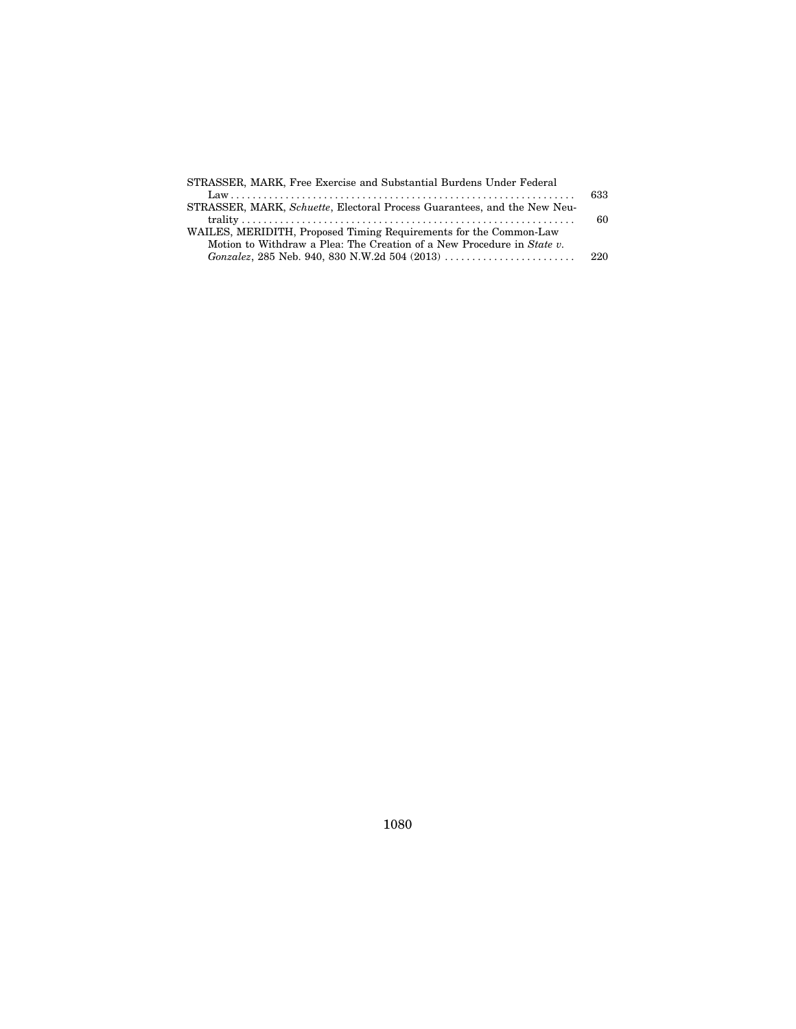STRASSER, MARK, Free Exercise and Substantial Burdens Under Federal Law . . . . . . . . . . . . . . . . . . . . . . . . . . . . . . . . . . . . . . . . . . . . . . . . . . . . . . . . . . . . . . . 633

STRASSER, MARK, *Schuette*, Electoral Process Guarantees, and the New Neutrality . . . . . . . . . . . . . . . . . . . . . . . . . . . . . . . . . . . . . . . . . . . . . . . . . . . . . . . . . . . . 60

WAILES, MERIDITH, Proposed Timing Requirements for the Common-Law Motion to Withdraw a Plea: The Creation of a New Procedure in *State v. Gonzalez*, 285 Neb. 940, 830 N.W.2d 504 (2013) . . . . . . . . . . . . . . . . . . . . . . . . 220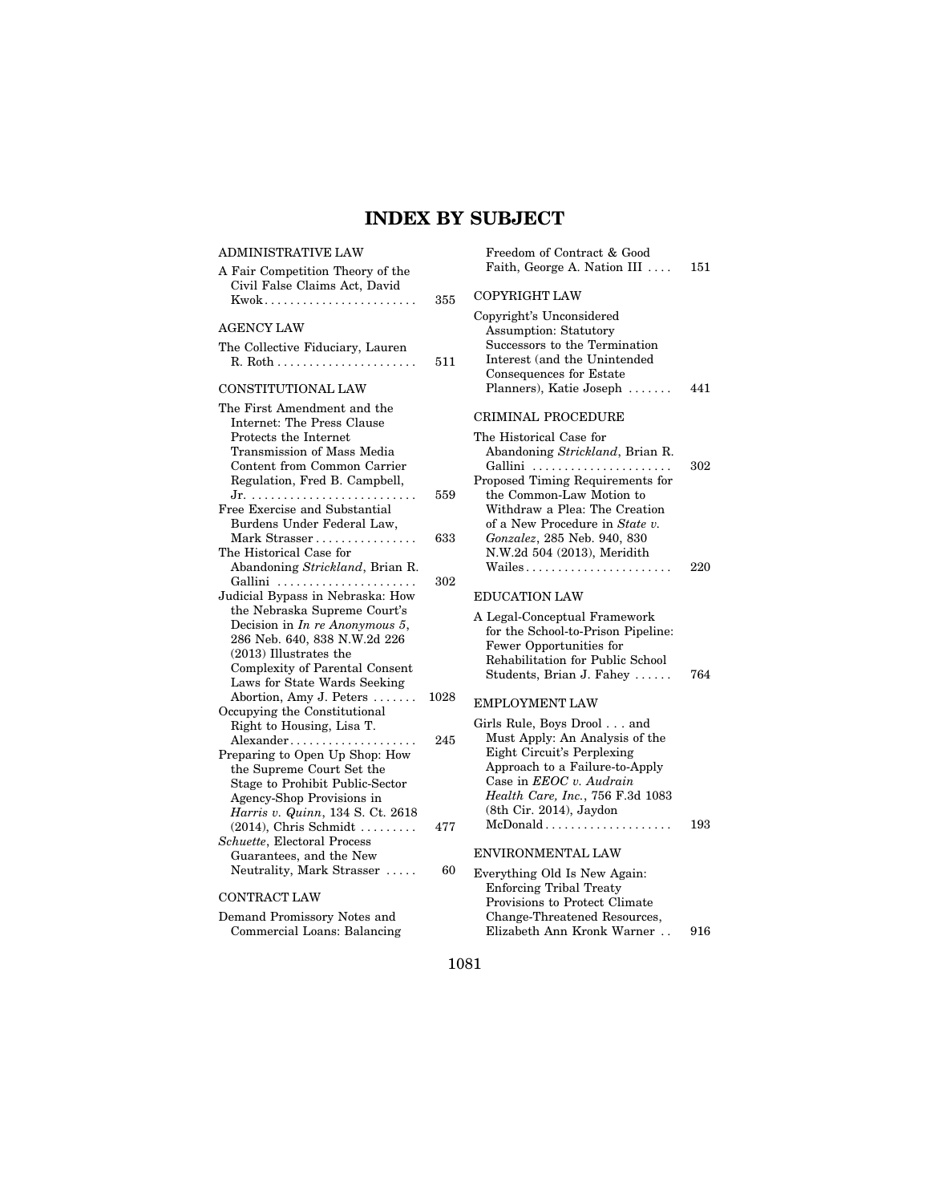# INDEX BY SUBJECT

ADMINISTRATIVE LAW

A Fair Competition Theory of the Civil False Claims Act, David Kwok . . . . . . . . . . . . . . . . . . . . . . . . 355

AGENCY LAW

The Collective Fiduciary, Lauren R. Roth . . . . . . . . . . . . . . . . . . . . . . 511

CONSTITUTIONAL LAW

The First Amendment and the Internet: The Press Clause Protects the Internet Transmission of Mass Media Content from Common Carrier Regulation, Fred B. Campbell, Jr. . . . . . . . . . . . . . . . . . . . . . . . . . . 559

Free Exercise and Substantial Burdens Under Federal Law, Mark Strasser . . . . . . . . . . . . . . . . 633

The Historical Case for Abandoning *Strickland*, Brian R. Gallini . . . . . . . . . . . . . . . . . . . . . . 302

Judicial Bypass in Nebraska: How the Nebraska Supreme Court's Decision in *In re Anonymous 5*, 286 Neb. 640, 838 N.W.2d 226 (2013) Illustrates the Complexity of Parental Consent Laws for State Wards Seeking Abortion, Amy J. Peters . . . . . . . 1028

Occupying the Constitutional Right to Housing, Lisa T. Alexander . . . . . . . . . . . . . . . . . . . . 245

Preparing to Open Up Shop: How the Supreme Court Set the Stage to Prohibit Public-Sector Agency-Shop Provisions in *Harris v. Quinn*, 134 S. Ct. 2618 (2014), Chris Schmidt . . . . . . . . . 477

*Schuette*, Electoral Process Guarantees, and the New Neutrality, Mark Strasser . . . . . 60

CONTRACT LAW

Demand Promissory Notes and Commercial Loans: Balancing Freedom of Contract & Good Faith, George A. Nation III . . . . 151

COPYRIGHT LAW

Copyright's Unconsidered Assumption: Statutory Successors to the Termination Interest (and the Unintended Consequences for Estate Planners), Katie Joseph . . . . . . . 441

CRIMINAL PROCEDURE

The Historical Case for Abandoning *Strickland*, Brian R. Gallini . . . . . . . . . . . . . . . . . . . . . . 302

Proposed Timing Requirements for the Common-Law Motion to Withdraw a Plea: The Creation of a New Procedure in *State v. Gonzalez*, 285 Neb. 940, 830 N.W.2d 504 (2013), Meridith Wailes . . . . . . . . . . . . . . . . . . . . . . . 220

EDUCATION LAW

A Legal-Conceptual Framework for the School-to-Prison Pipeline: Fewer Opportunities for Rehabilitation for Public School Students, Brian J. Fahey . . . . . . 764

EMPLOYMENT LAW

Girls Rule, Boys Drool . . . and Must Apply: An Analysis of the Eight Circuit's Perplexing Approach to a Failure-to-Apply Case in *EEOC v. Audrain Health Care, Inc.*, 756 F.3d 1083 (8th Cir. 2014), Jaydon McDonald . . . . . . . . . . . . . . . . . . . . 193

ENVIRONMENTAL LAW

Everything Old Is New Again: Enforcing Tribal Treaty Provisions to Protect Climate Change-Threatened Resources, Elizabeth Ann Kronk Warner . . 916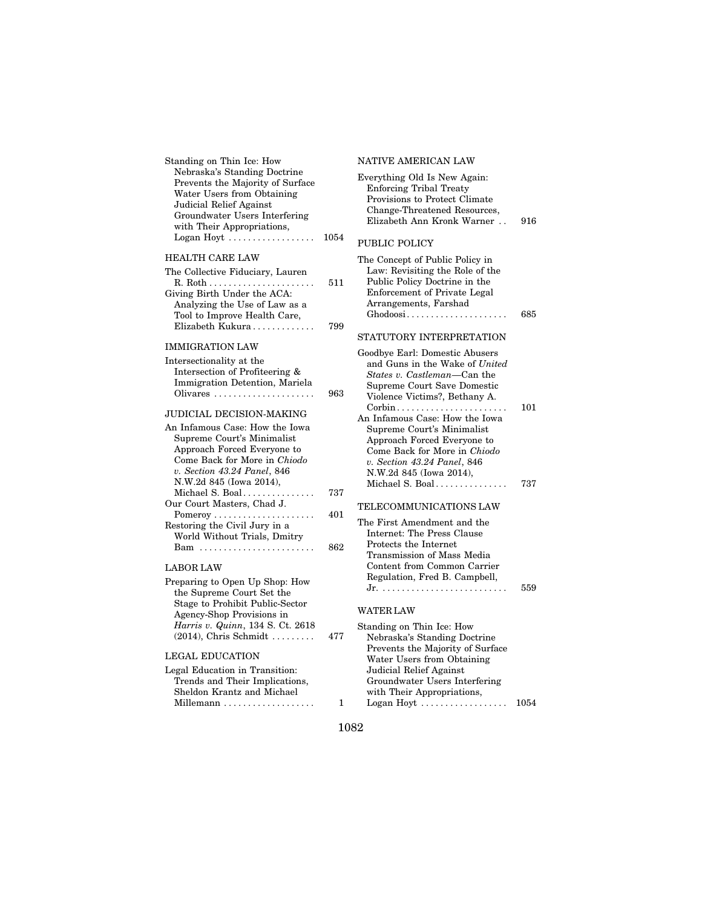Standing on Thin Ice: How Nebraska's Standing Doctrine Prevents the Majority of Surface Water Users from Obtaining Judicial Relief Against Groundwater Users Interfering with Their Appropriations, Logan Hoyt . . . . . . . . . . . . . . . . . 1054

## HEALTH CARE LAW

The Collective Fiduciary, Lauren R. Roth . . . . . . . . . . . . . . . . . . . . . 511

Giving Birth Under the ACA: Analyzing the Use of Law as a Tool to Improve Health Care, Elizabeth Kukura . . . . . . . . . . . . . 799

## IMMIGRATION LAW

Intersectionality at the Intersection of Profiteering & Immigration Detention, Mariela Olivares . . . . . . . . . . . . . . . . . . . . 963

## JUDICIAL DECISION-MAKING

An Infamous Case: How the Iowa Supreme Court's Minimalist Approach Forced Everyone to Come Back for More in *Chiodo v. Section 43.24 Panel*, 846 N.W.2d 845 (Iowa 2014), Michael S. Boal . . . . . . . . . . . . . . . 737

Our Court Masters, Chad J. Pomeroy . . . . . . . . . . . . . . . . . . . . 401

Restoring the Civil Jury in a World Without Trials, Dmitry Bam . . . . . . . . . . . . . . . . . . . . . . . 862

## LABOR LAW

Preparing to Open Up Shop: How the Supreme Court Set the Stage to Prohibit Public-Sector Agency-Shop Provisions in *Harris v. Quinn*, 134 S. Ct. 2618 (2014), Chris Schmidt . . . . . . . . . 477

## LEGAL EDUCATION

Legal Education in Transition: Trends and Their Implications, Sheldon Krantz and Michael Millemann . . . . . . . . . . . . . . . . . . 1

## NATIVE AMERICAN LAW

Everything Old Is New Again: Enforcing Tribal Treaty Provisions to Protect Climate Change-Threatened Resources, Elizabeth Ann Kronk Warner . . 916

## PUBLIC POLICY

The Concept of Public Policy in Law: Revisiting the Role of the Public Policy Doctrine in the Enforcement of Private Legal Arrangements, Farshad Ghodoosi . . . . . . . . . . . . . . . . . . . . 685

## STATUTORY INTERPRETATION

Goodbye Earl: Domestic Abusers and Guns in the Wake of *United States v. Castleman*—Can the Supreme Court Save Domestic Violence Victims?, Bethany A. Corbin . . . . . . . . . . . . . . . . . . . . . . 101

An Infamous Case: How the Iowa Supreme Court's Minimalist Approach Forced Everyone to Come Back for More in *Chiodo v. Section 43.24 Panel*, 846 N.W.2d 845 (Iowa 2014), Michael S. Boal . . . . . . . . . . . . . . . 737

## TELECOMMUNICATIONS LAW

The First Amendment and the Internet: The Press Clause Protects the Internet Transmission of Mass Media Content from Common Carrier Regulation, Fred B. Campbell, Jr. . . . . . . . . . . . . . . . . . . . . . . . . . . 559

## WATER LAW

Standing on Thin Ice: How Nebraska's Standing Doctrine Prevents the Majority of Surface Water Users from Obtaining Judicial Relief Against Groundwater Users Interfering with Their Appropriations, Logan Hoyt . . . . . . . . . . . . . . . . . 1054